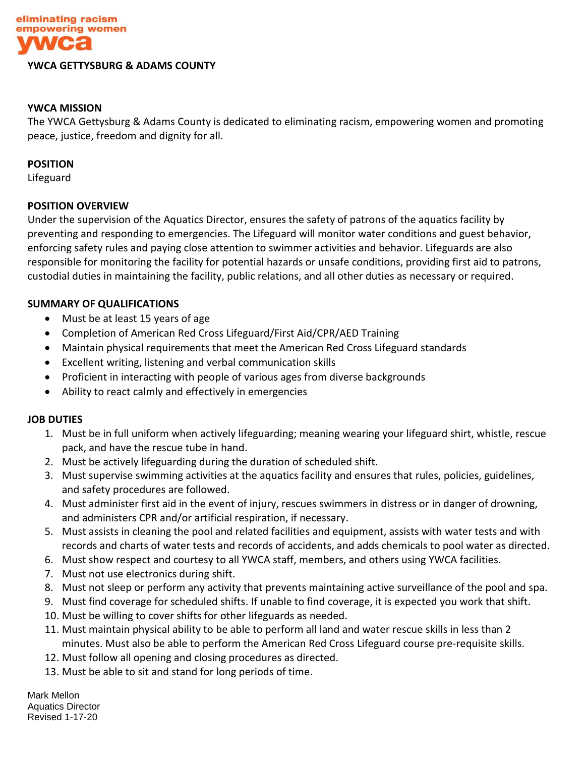eliminating racism
empowering women
ywca

**YWCA GETTYSBURG & ADAMS COUNTY**

**YWCA MISSION**

The YWCA Gettysburg & Adams County is dedicated to eliminating racism, empowering women and promoting peace, justice, freedom and dignity for all.

**POSITION**

Lifeguard

**POSITION OVERVIEW**

Under the supervision of the Aquatics Director, ensures the safety of patrons of the aquatics facility by preventing and responding to emergencies. The Lifeguard will monitor water conditions and guest behavior, enforcing safety rules and paying close attention to swimmer activities and behavior. Lifeguards are also responsible for monitoring the facility for potential hazards or unsafe conditions, providing first aid to patrons, custodial duties in maintaining the facility, public relations, and all other duties as necessary or required.

**SUMMARY OF QUALIFICATIONS**

- Must be at least 15 years of age
- Completion of American Red Cross Lifeguard/First Aid/CPR/AED Training
- Maintain physical requirements that meet the American Red Cross Lifeguard standards
- Excellent writing, listening and verbal communication skills
- Proficient in interacting with people of various ages from diverse backgrounds
- Ability to react calmly and effectively in emergencies

**JOB DUTIES**

1. Must be in full uniform when actively lifeguarding; meaning wearing your lifeguard shirt, whistle, rescue pack, and have the rescue tube in hand.
2. Must be actively lifeguarding during the duration of scheduled shift.
3. Must supervise swimming activities at the aquatics facility and ensures that rules, policies, guidelines, and safety procedures are followed.
4. Must administer first aid in the event of injury, rescues swimmers in distress or in danger of drowning, and administers CPR and/or artificial respiration, if necessary.
5. Must assists in cleaning the pool and related facilities and equipment, assists with water tests and with records and charts of water tests and records of accidents, and adds chemicals to pool water as directed.
6. Must show respect and courtesy to all YWCA staff, members, and others using YWCA facilities.
7. Must not use electronics during shift.
8. Must not sleep or perform any activity that prevents maintaining active surveillance of the pool and spa.
9. Must find coverage for scheduled shifts. If unable to find coverage, it is expected you work that shift.
10. Must be willing to cover shifts for other lifeguards as needed.
11. Must maintain physical ability to be able to perform all land and water rescue skills in less than 2 minutes. Must also be able to perform the American Red Cross Lifeguard course pre-requisite skills.
12. Must follow all opening and closing procedures as directed.
13. Must be able to sit and stand for long periods of time.

Mark Mellon
Aquatics Director
Revised 1-17-20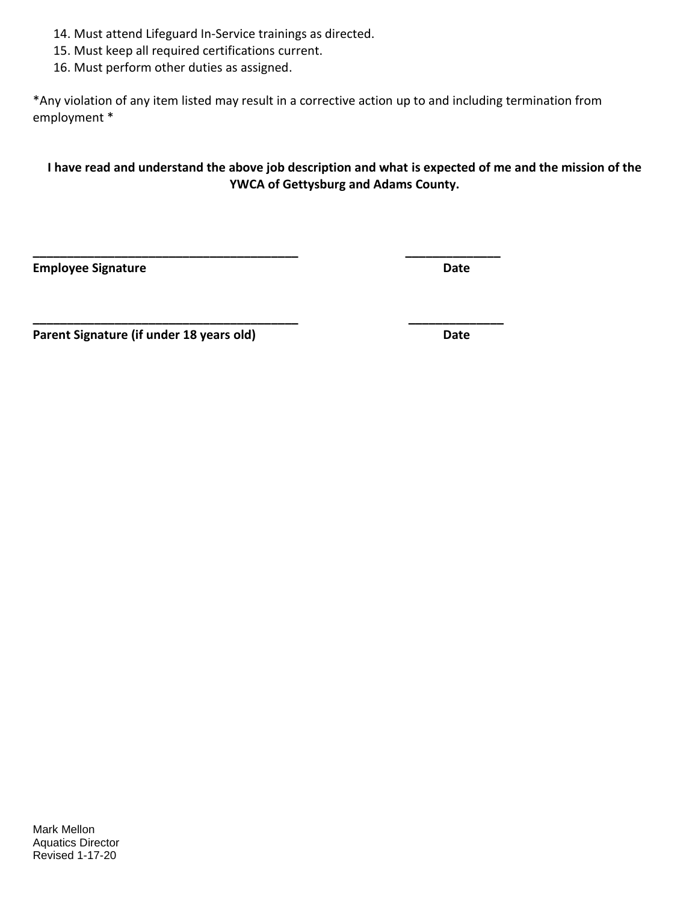14. Must attend Lifeguard In-Service trainings as directed.
15. Must keep all required certifications current.
16. Must perform other duties as assigned.

*Any violation of any item listed may result in a corrective action up to and including termination from employment *

**I have read and understand the above job description and what is expected of me and the mission of the YWCA of Gettysburg and Adams County.**

**________________________________________ ______________**
**Employee Signature Date**

**________________________________________ ______________**
**Parent Signature (if under 18 years old) Date**

Mark Mellon
Aquatics Director
Revised 1-17-20